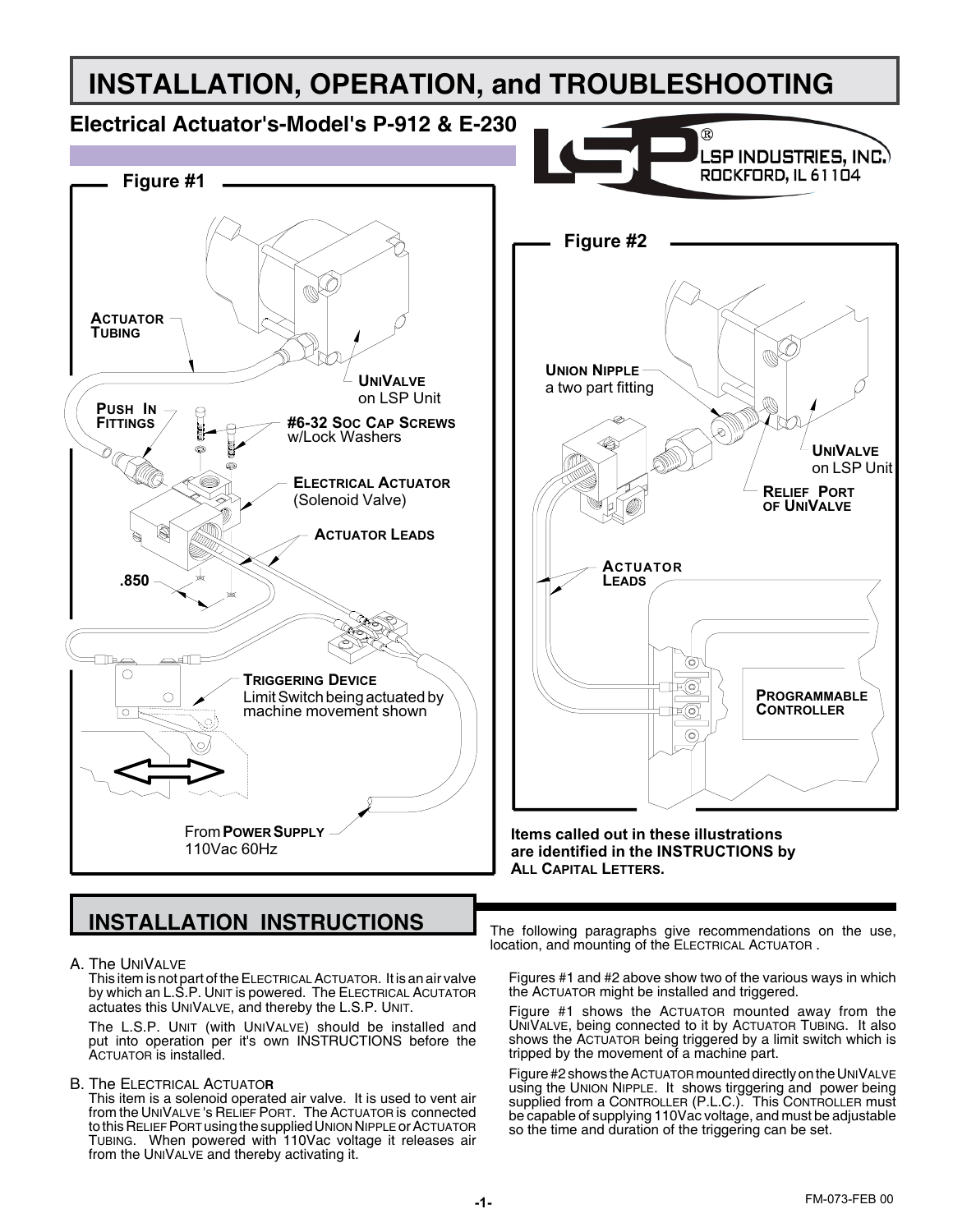# INSTALLATION, OPERATION, and TROUBLESHOOTING

## Electrical Actuator's-Model's P-912 & E-230

LSP INDUSTRIES, INC.
ROCKFORD, IL 61104

**Figure #1**

ACTUATOR TUBING

UNIVALVE on LSP Unit

PUSH IN FITTINGS

**#6-32 SOC CAP SCREWS** w/Lock Washers

ELECTRICAL ACTUATOR (Solenoid Valve)

ACTUATOR LEADS

.850

TRIGGERING DEVICE
Limit Switch being actuated by machine movement shown

From **POWER SUPPLY** 110Vac 60Hz

**Figure #2**

UNION NIPPLE
a two part fitting

UNIVALVE on LSP Unit

RELIEF PORT OF UNIVALVE

ACTUATOR LEADS

PROGRAMMABLE CONTROLLER

**Items called out in these illustrations are identified in the INSTRUCTIONS by ALL CAPITAL LETTERS.**

## INSTALLATION INSTRUCTIONS

A. The UNIVALVE
This item is not part of the ELECTRICAL ACTUATOR. It is an air valve by which an L.S.P. UNIT is powered. The ELECTRICAL ACUTATOR actuates this UNIVALVE, and thereby the L.S.P. UNIT.

The L.S.P. UNIT (with UNIVALVE) should be installed and put into operation per it's own INSTRUCTIONS before the ACTUATOR is installed.

B. The ELECTRICAL ACTUATOR
This item is a solenoid operated air valve. It is used to vent air from the UNIVALVE 's RELIEF PORT. The ACTUATOR is connected to this RELIEF PORT using the supplied UNION NIPPLE or ACTUATOR TUBING. When powered with 110Vac voltage it releases air from the UNIVALVE and thereby activating it.

The following paragraphs give recommendations on the use, location, and mounting of the ELECTRICAL ACTUATOR .

Figures #1 and #2 above show two of the various ways in which the ACTUATOR might be installed and triggered.

Figure #1 shows the ACTUATOR mounted away from the UNIVALVE, being connected to it by ACTUATOR TUBING. It also shows the ACTUATOR being triggered by a limit switch which is tripped by the movement of a machine part.

Figure #2 shows the ACTUATOR mounted directly on the UNIVALVE using the UNION NIPPLE. It shows tirggering and power being supplied from a CONTROLLER (P.L.C.). This CONTROLLER must be capable of supplying 110Vac voltage, and must be adjustable so the time and duration of the triggering can be set.

FM-073-FEB 00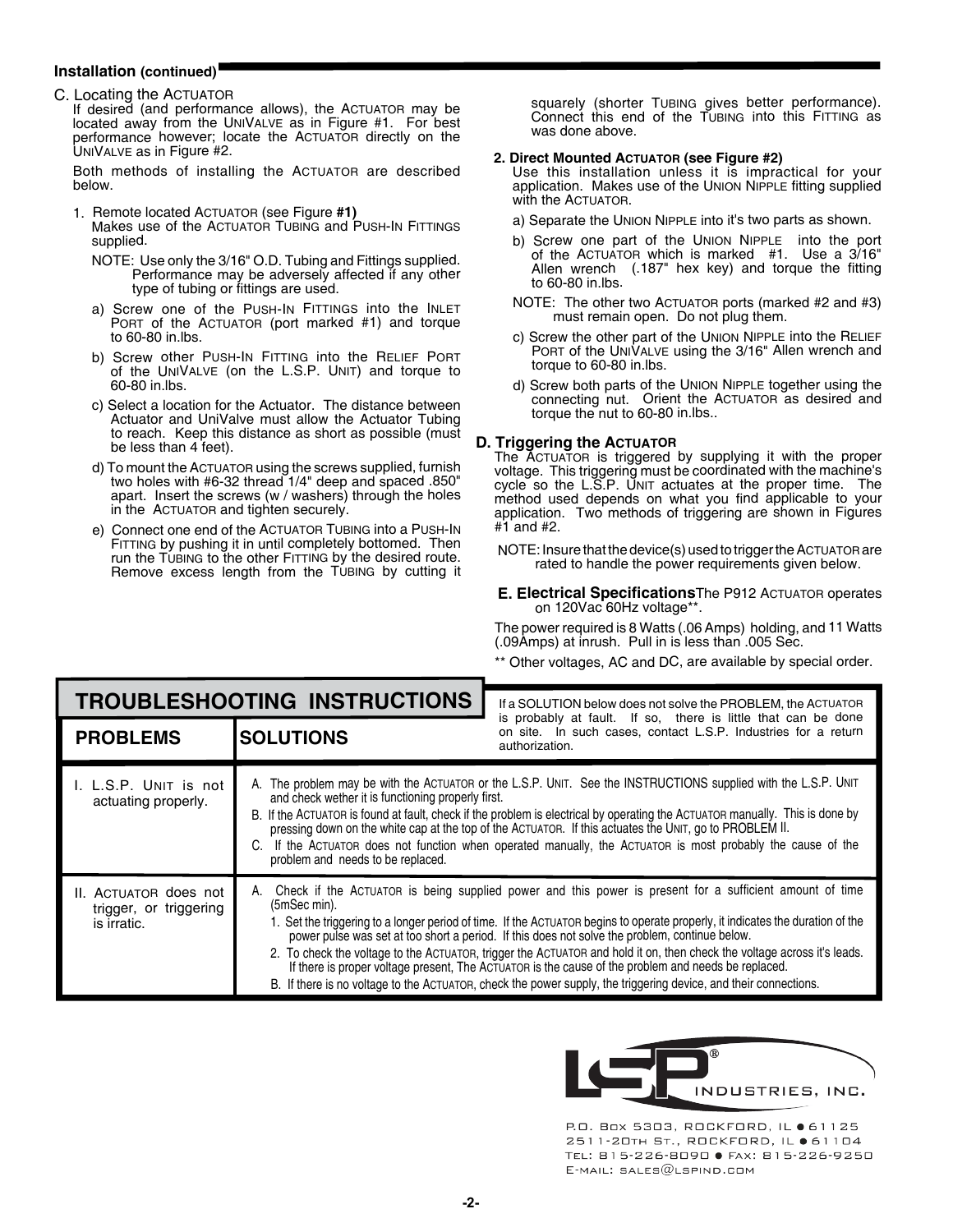## Installation (continued)

### C. Locating the ACTUATOR

If desired (and performance allows), the ACTUATOR may be located away from the UNIVALVE as in Figure #1. For best performance however; locate the ACTUATOR directly on the UNIVALVE as in Figure #2.

Both methods of installing the ACTUATOR are described below.

1. Remote located ACTUATOR (see Figure **#1)**
   Makes use of the ACTUATOR TUBING and PUSH-IN FITTINGS supplied.

   NOTE: Use only the 3/16" O.D. Tubing and Fittings supplied. Performance may be adversely affected if any other type of tubing or fittings are used.

   a) Screw one of the PUSH-IN FITTINGS into the INLET PORT of the ACTUATOR (port marked #1) and torque to 60-80 in.lbs.

   b) Screw other PUSH-IN FITTING into the RELIEF PORT of the UNIVALVE (on the L.S.P. UNIT) and torque to 60-80 in.lbs.

   c) Select a location for the Actuator. The distance between Actuator and UniValve must allow the Actuator Tubing to reach. Keep this distance as short as possible (must be less than 4 feet).

   d) To mount the ACTUATOR using the screws supplied, furnish two holes with #6-32 thread 1/4" deep and spaced .850" apart. Insert the screws (w / washers) through the holes in the ACTUATOR and tighten securely.

   e) Connect one end of the ACTUATOR TUBING into a PUSH-IN FITTING by pushing it in until completely bottomed. Then run the TUBING to the other FITTING by the desired route. Remove excess length from the TUBING by cutting it squarely (shorter TUBING gives better performance). Connect this end of the TUBING into this FITTING as was done above.

2. **Direct Mounted ACTUATOR (see Figure #2)**
   Use this installation unless it is impractical for your application. Makes use of the UNION NIPPLE fitting supplied with the ACTUATOR.

   a) Separate the UNION NIPPLE into it's two parts as shown.

   b) Screw one part of the UNION NIPPLE into the port of the ACTUATOR which is marked #1. Use a 3/16" Allen wrench (.187" hex key) and torque the fitting to 60-80 in.lbs.

   NOTE: The other two ACTUATOR ports (marked #2 and #3) must remain open. Do not plug them.

   c) Screw the other part of the UNION NIPPLE into the RELIEF PORT of the UNIVALVE using the 3/16" Allen wrench and torque to 60-80 in.lbs.

   d) Screw both parts of the UNION NIPPLE together using the connecting nut. Orient the ACTUATOR as desired and torque the nut to 60-80 in.lbs..

### D. Triggering the ACTUATOR

The ACTUATOR is triggered by supplying it with the proper voltage. This triggering must be coordinated with the machine's cycle so the L.S.P. UNIT actuates at the proper time. The method used depends on what you find applicable to your application. Two methods of triggering are shown in Figures #1 and #2.

NOTE: Insure that the device(s) used to trigger the ACTUATOR are rated to handle the power requirements given below.

### E. Electrical Specifications

The P912 ACTUATOR operates on 120Vac 60Hz voltage**.

The power required is 8 Watts (.06 Amps) holding, and 11 Watts (.09Amps) at inrush. Pull in is less than .005 Sec.

** Other voltages, AC and DC, are available by special order.

## TROUBLESHOOTING INSTRUCTIONS

If a SOLUTION below does not solve the PROBLEM, the ACTUATOR is probably at fault. If so, there is little that can be done on site. In such cases, contact L.S.P. Industries for a return authorization.

| PROBLEMS | SOLUTIONS |
|---|---|
| I. L.S.P. UNIT is not actuating properly. | A. The problem may be with the ACTUATOR or the L.S.P. UNIT. See the INSTRUCTIONS supplied with the L.S.P. UNIT and check wether it is functioning properly first.<br>B. If the ACTUATOR is found at fault, check if the problem is electrical by operating the ACTUATOR manually. This is done by pressing down on the white cap at the top of the ACTUATOR. If this actuates the UNIT, go to PROBLEM II.<br>C. If the ACTUATOR does not function when operated manually, the ACTUATOR is most probably the cause of the problem and needs to be replaced. |
| II. ACTUATOR does not trigger, or triggering is irratic. | A. Check if the ACTUATOR is being supplied power and this power is present for a sufficient amount of time (5mSec min).<br>1. Set the triggering to a longer period of time. If the ACTUATOR begins to operate properly, it indicates the duration of the power pulse was set at too short a period. If this does not solve the problem, continue below.<br>2. To check the voltage to the ACTUATOR, trigger the ACTUATOR and hold it on, then check the voltage across it's leads. If there is proper voltage present, The ACTUATOR is the cause of the problem and needs be replaced.<br>B. If there is no voltage to the ACTUATOR, check the power supply, the triggering device, and their connections. |

LSP® INDUSTRIES, INC.

P.O. Box 5303, ROCKFORD, IL ● 61125
2511-20th St., ROCKFORD, IL ● 61104
Tel: 815-226-8090 ● Fax: 815-226-9250
E-mail: sales@lspind.com